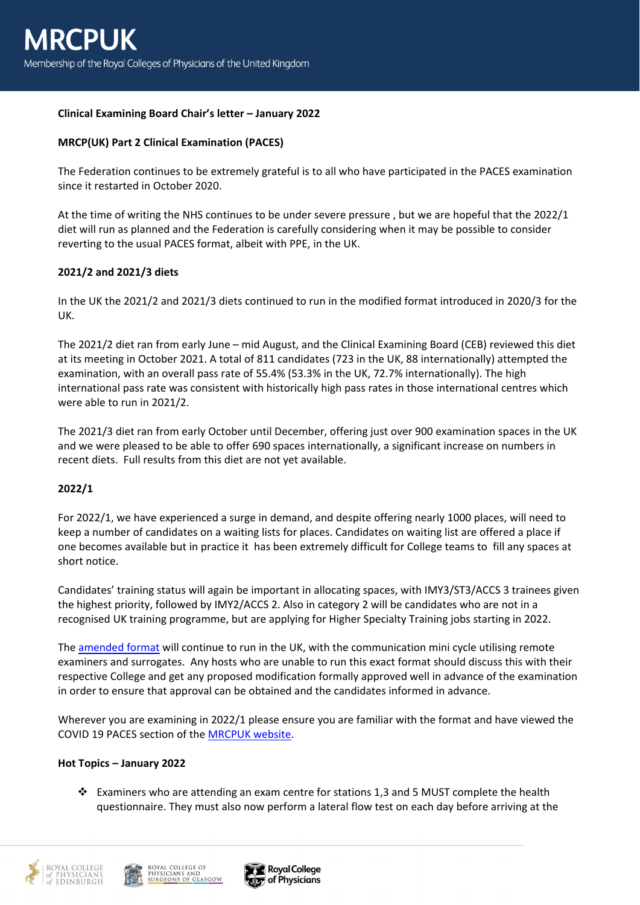# MRCPUK

Membership of the Royal Colleges of Physicians of the United Kingdom

**Clinical Examining Board Chair's letter – January 2022**

**MRCP(UK) Part 2 Clinical Examination (PACES)**

The Federation continues to be extremely grateful is to all who have participated in the PACES examination since it restarted in October 2020.

At the time of writing the NHS continues to be under severe pressure , but we are hopeful that the 2022/1 diet will run as planned and the Federation is carefully considering when it may be possible to consider reverting to the usual PACES format, albeit with PPE, in the UK.

**2021/2 and 2021/3 diets**

In the UK the 2021/2 and 2021/3 diets continued to run in the modified format introduced in 2020/3 for the UK.

The 2021/2 diet ran from early June – mid August, and the Clinical Examining Board (CEB) reviewed this diet at its meeting in October 2021. A total of 811 candidates (723 in the UK, 88 internationally) attempted the examination, with an overall pass rate of 55.4% (53.3% in the UK, 72.7% internationally). The high international pass rate was consistent with historically high pass rates in those international centres which were able to run in 2021/2.

The 2021/3 diet ran from early October until December, offering just over 900 examination spaces in the UK and we were pleased to be able to offer 690 spaces internationally, a significant increase on numbers in recent diets. Full results from this diet are not yet available.

**2022/1**

For 2022/1, we have experienced a surge in demand, and despite offering nearly 1000 places, will need to keep a number of candidates on a waiting lists for places. Candidates on waiting list are offered a place if one becomes available but in practice it has been extremely difficult for College teams to fill any spaces at short notice.

Candidates' training status will again be important in allocating spaces, with IMY3/ST3/ACCS 3 trainees given the highest priority, followed by IMY2/ACCS 2. Also in category 2 will be candidates who are not in a recognised UK training programme, but are applying for Higher Specialty Training jobs starting in 2022.

The amended format will continue to run in the UK, with the communication mini cycle utilising remote examiners and surrogates. Any hosts who are unable to run this exact format should discuss this with their respective College and get any proposed modification formally approved well in advance of the examination in order to ensure that approval can be obtained and the candidates informed in advance.

Wherever you are examining in 2022/1 please ensure you are familiar with the format and have viewed the COVID 19 PACES section of the MRCPUK website.

**Hot Topics – January 2022**

- Examiners who are attending an exam centre for stations 1,3 and 5 MUST complete the health questionnaire. They must also now perform a lateral flow test on each day before arriving at the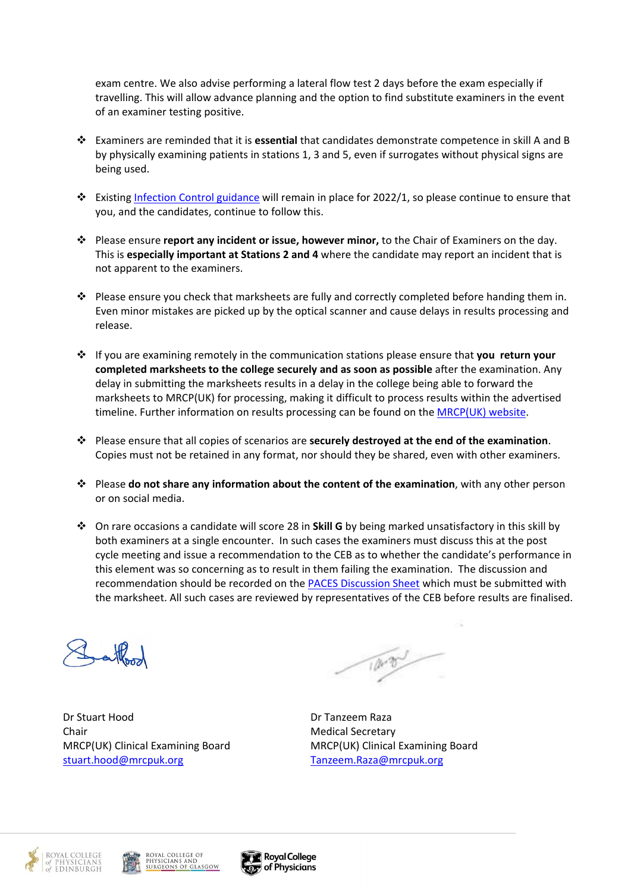exam centre. We also advise performing a lateral flow test 2 days before the exam especially if travelling. This will allow advance planning and the option to find substitute examiners in the event of an examiner testing positive.

- Examiners are reminded that it is **essential** that candidates demonstrate competence in skill A and B by physically examining patients in stations 1, 3 and 5, even if surrogates without physical signs are being used.

- Existing [Infection Control guidance] will remain in place for 2022/1, so please continue to ensure that you, and the candidates, continue to follow this.

- Please ensure **report any incident or issue, however minor,** to the Chair of Examiners on the day. This is **especially important at Stations 2 and 4** where the candidate may report an incident that is not apparent to the examiners.

- Please ensure you check that marksheets are fully and correctly completed before handing them in. Even minor mistakes are picked up by the optical scanner and cause delays in results processing and release.

- If you are examining remotely in the communication stations please ensure that **you return your completed marksheets to the college securely and as soon as possible** after the examination. Any delay in submitting the marksheets results in a delay in the college being able to forward the marksheets to MRCP(UK) for processing, making it difficult to process results within the advertised timeline. Further information on results processing can be found on the [MRCP(UK) website].

- Please ensure that all copies of scenarios are **securely destroyed at the end of the examination**. Copies must not be retained in any format, nor should they be shared, even with other examiners.

- Please **do not share any information about the content of the examination**, with any other person or on social media.

- On rare occasions a candidate will score 28 in **Skill G** by being marked unsatisfactory in this skill by both examiners at a single encounter. In such cases the examiners must discuss this at the post cycle meeting and issue a recommendation to the CEB as to whether the candidate's performance in this element was so concerning as to result in them failing the examination. The discussion and recommendation should be recorded on the [PACES Discussion Sheet] which must be submitted with the marksheet. All such cases are reviewed by representatives of the CEB before results are finalised.

Dr Stuart Hood
Chair
MRCP(UK) Clinical Examining Board
stuart.hood@mrcpuk.org

Dr Tanzeem Raza
Medical Secretary
MRCP(UK) Clinical Examining Board
Tanzeem.Raza@mrcpuk.org